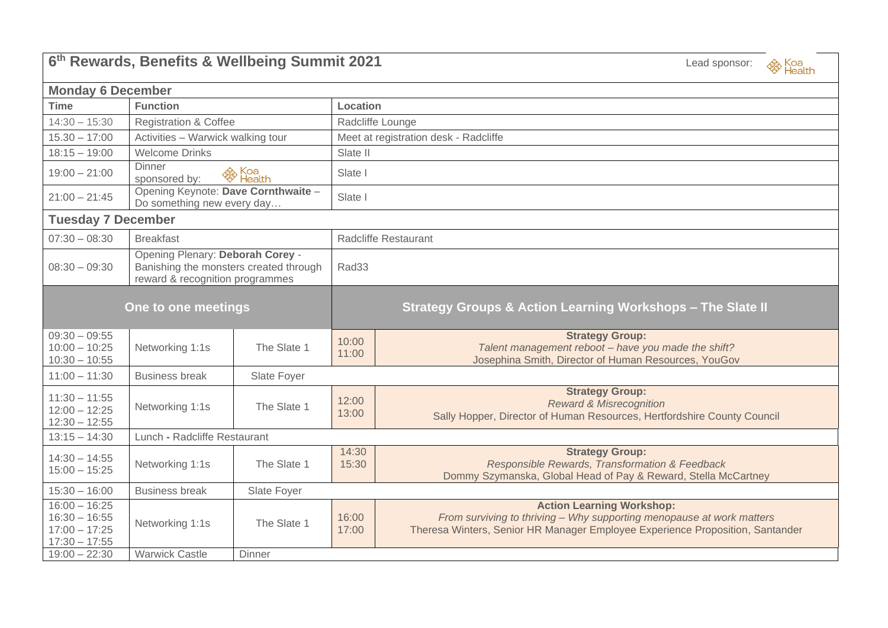# 6th Rewards, Benefits & Wellbeing Summit 2021

Lead sponsor: Koa Health

## Monday 6 December

| Time | Function | Location |
|---|---|---|
| 14:30 – 15:30 | Registration & Coffee | Radcliffe Lounge |
| 15.30 – 17:00 | Activities – Warwick walking tour | Meet at registration desk - Radcliffe |
| 18:15 – 19:00 | Welcome Drinks | Slate II |
| 19:00 – 21:00 | Dinner sponsored by: Koa Health | Slate I |
| 21:00 – 21:45 | Opening Keynote: **Dave Cornthwaite** – Do something new every day… | Slate I |

## Tuesday 7 December

| Time | Function | Location |
|---|---|---|
| 07:30 – 08:30 | Breakfast | Radcliffe Restaurant |
| 08:30 – 09:30 | Opening Plenary: **Deborah Corey** - Banishing the monsters created through reward & recognition programmes | Rad33 |

| One to one meetings | | | Strategy Groups & Action Learning Workshops – The Slate II | |
|---|---|---|---|---|
| 09:30 – 09:55<br>10:00 – 10:25<br>10:30 – 10:55 | Networking 1:1s | The Slate 1 | 10:00<br>11:00 | **Strategy Group:**<br>*Talent management reboot – have you made the shift?*<br>Josephina Smith, Director of Human Resources, YouGov |
| 11:00 – 11:30 | Business break | Slate Foyer | | |
| 11:30 – 11:55<br>12:00 – 12:25<br>12:30 – 12:55 | Networking 1:1s | The Slate 1 | 12:00<br>13:00 | **Strategy Group:**<br>*Reward & Misrecognition*<br>Sally Hopper, Director of Human Resources, Hertfordshire County Council |
| 13:15 – 14:30 | Lunch **-** Radcliffe Restaurant | | | |
| 14:30 – 14:55<br>15:00 – 15:25 | Networking 1:1s | The Slate 1 | 14:30<br>15:30 | **Strategy Group:**<br>*Responsible Rewards, Transformation & Feedback*<br>Dommy Szymanska, Global Head of Pay & Reward, Stella McCartney |
| 15:30 – 16:00 | Business break | Slate Foyer | | |
| 16:00 – 16:25<br>16:30 – 16:55<br>17:00 – 17:25<br>17:30 – 17:55 | Networking 1:1s | The Slate 1 | 16:00<br>17:00 | **Action Learning Workshop:**<br>*From surviving to thriving – Why supporting menopause at work matters*<br>Theresa Winters, Senior HR Manager Employee Experience Proposition, Santander |
| 19:00 – 22:30 | Warwick Castle | Dinner | | |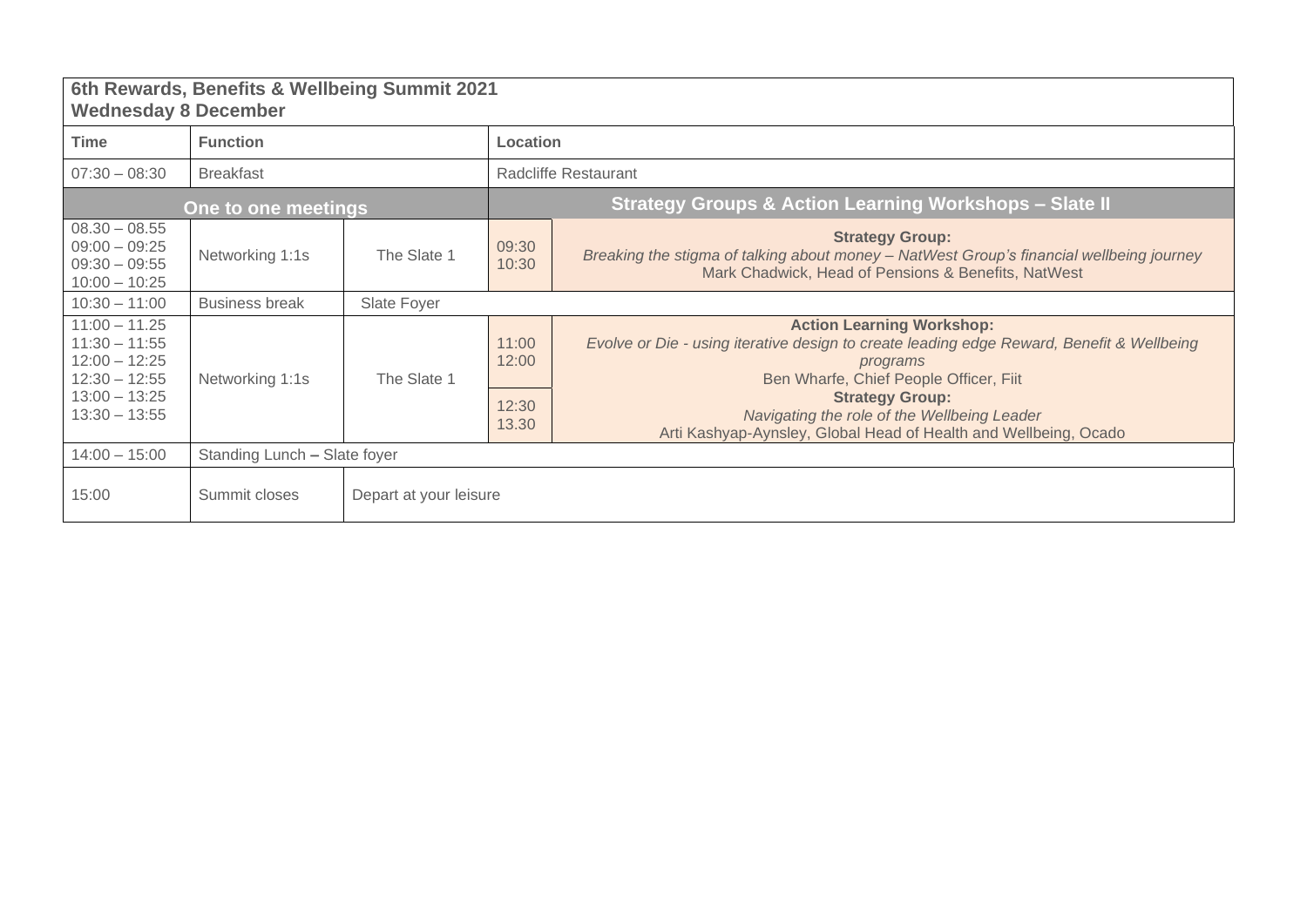| 6th Rewards, Benefits & Wellbeing Summit 2021<br>Wednesday 8 December | | | | |
|---|---|---|---|---|
| **Time** | **Function** | | **Location** | |
| 07:30 – 08:30 | Breakfast | | Radcliffe Restaurant | |
| **One to one meetings** | | | **Strategy Groups & Action Learning Workshops – Slate II** | |
| 08.30 – 08.55<br>09:00 – 09:25<br>09:30 – 09:55<br>10:00 – 10:25 | Networking 1:1s | The Slate 1 | 09:30<br>10:30 | **Strategy Group:**<br>*Breaking the stigma of talking about money – NatWest Group's financial wellbeing journey*<br>Mark Chadwick, Head of Pensions & Benefits, NatWest |
| 10:30 – 11:00 | Business break | Slate Foyer | | |
| 11:00 – 11.25<br>11:30 – 11:55<br>12:00 – 12:25<br>12:30 – 12:55<br>13:00 – 13:25<br>13:30 – 13:55 | Networking 1:1s | The Slate 1 | 11:00<br>12:00 | **Action Learning Workshop:**<br>*Evolve or Die - using iterative design to create leading edge Reward, Benefit & Wellbeing programs*<br>Ben Wharfe, Chief People Officer, Fiit |
| | | | 12:30<br>13.30 | **Strategy Group:**<br>*Navigating the role of the Wellbeing Leader*<br>Arti Kashyap-Aynsley, Global Head of Health and Wellbeing, Ocado |
| 14:00 – 15:00 | Standing Lunch – Slate foyer | | | |
| 15:00 | Summit closes | Depart at your leisure | | |